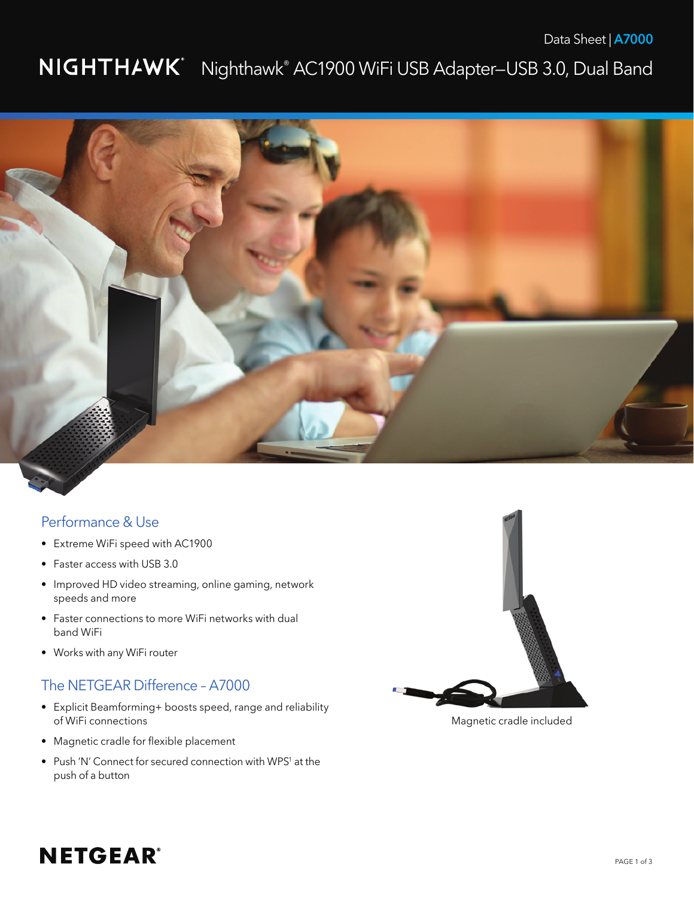Data Sheet | **A7000**

# NIGHTHAWK® Nighthawk® AC1900 WiFi USB Adapter–USB 3.0, Dual Band

## Performance & Use

- Extreme WiFi speed with AC1900
- Faster access with USB 3.0
- Improved HD video streaming, online gaming, network speeds and more
- Faster connections to more WiFi networks with dual band WiFi
- Works with any WiFi router

## The NETGEAR Difference – A7000

- Explicit Beamforming+ boosts speed, range and reliability of WiFi connections
- Magnetic cradle for flexible placement
- Push 'N' Connect for secured connection with WPS[1] at the push of a button

Magnetic cradle included

**NETGEAR®**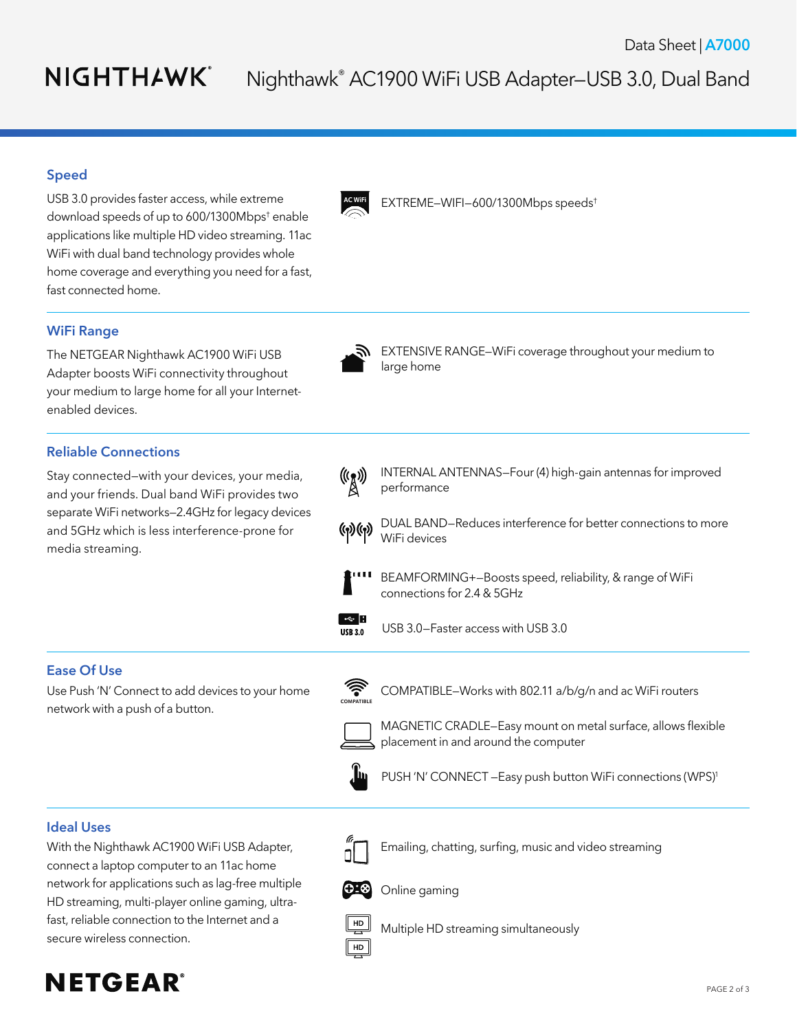Data Sheet | A7000

# NIGHTHAWK — Nighthawk® AC1900 WiFi USB Adapter–USB 3.0, Dual Band

## Speed

USB 3.0 provides faster access, while extreme download speeds of up to 600/1300Mbps† enable applications like multiple HD video streaming. 11ac WiFi with dual band technology provides whole home coverage and everything you need for a fast, fast connected home.

- EXTREME–WIFI–600/1300Mbps speeds†

## WiFi Range

The NETGEAR Nighthawk AC1900 WiFi USB Adapter boosts WiFi connectivity throughout your medium to large home for all your Internet-enabled devices.

- EXTENSIVE RANGE–WiFi coverage throughout your medium to large home

## Reliable Connections

Stay connected–with your devices, your media, and your friends. Dual band WiFi provides two separate WiFi networks–2.4GHz for legacy devices and 5GHz which is less interference-prone for media streaming.

- INTERNAL ANTENNAS–Four (4) high-gain antennas for improved performance
- DUAL BAND–Reduces interference for better connections to more WiFi devices
- BEAMFORMING+–Boosts speed, reliability, & range of WiFi connections for 2.4 & 5GHz
- USB 3.0–Faster access with USB 3.0

## Ease Of Use

Use Push 'N' Connect to add devices to your home network with a push of a button.

- COMPATIBLE–Works with 802.11 a/b/g/n and ac WiFi routers
- MAGNETIC CRADLE–Easy mount on metal surface, allows flexible placement in and around the computer
- PUSH 'N' CONNECT –Easy push button WiFi connections (WPS)[1]

## Ideal Uses

With the Nighthawk AC1900 WiFi USB Adapter, connect a laptop computer to an 11ac home network for applications such as lag-free multiple HD streaming, multi-player online gaming, ultra-fast, reliable connection to the Internet and a secure wireless connection.

- Emailing, chatting, surfing, music and video streaming
- Online gaming
- Multiple HD streaming simultaneously

NETGEAR®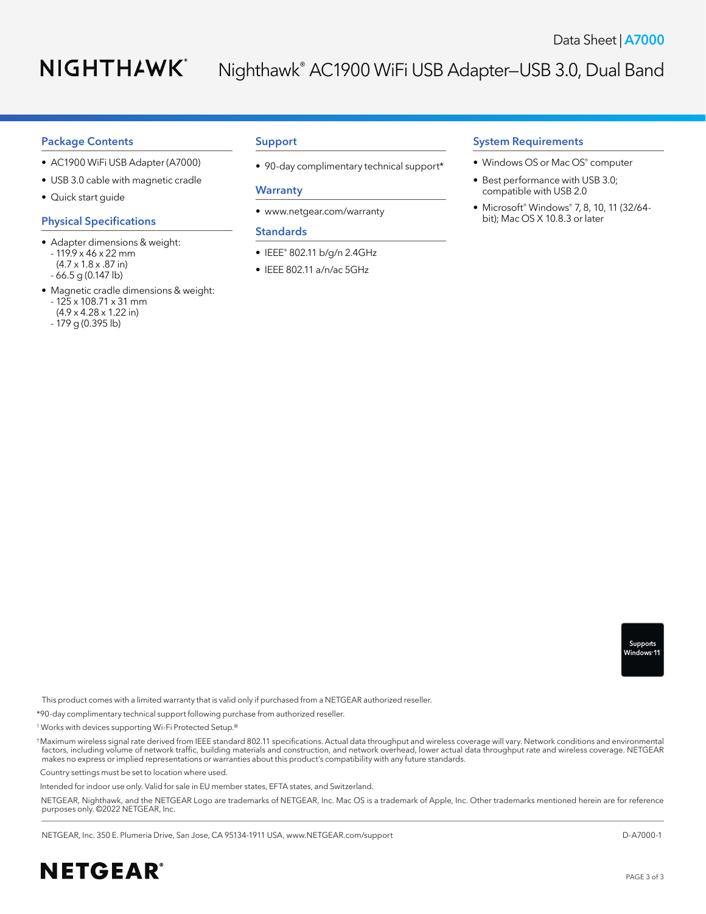Data Sheet | A7000

# Nighthawk® AC1900 WiFi USB Adapter–USB 3.0, Dual Band

## Package Contents

- AC1900 WiFi USB Adapter (A7000)
- USB 3.0 cable with magnetic cradle
- Quick start guide

## Physical Specifications

- Adapter dimensions & weight:
  - 119.9 x 46 x 22 mm (4.7 x 1.8 x .87 in)
  - 66.5 g (0.147 lb)
- Magnetic cradle dimensions & weight:
  - 125 x 108.71 x 31 mm (4.9 x 4.28 x 1.22 in)
  - 179 g (0.395 lb)

## Support

- 90-day complimentary technical support*

## Warranty

- www.netgear.com/warranty

## Standards

- IEEE® 802.11 b/g/n 2.4GHz
- IEEE 802.11 a/n/ac 5GHz

## System Requirements

- Windows OS or Mac OS® computer
- Best performance with USB 3.0; compatible with USB 2.0
- Microsoft® Windows® 7, 8, 10, 11 (32/64-bit); Mac OS X 10.8.3 or later

Supports Windows 11

This product comes with a limited warranty that is valid only if purchased from a NETGEAR authorized reseller.

*90-day complimentary technical support following purchase from authorized reseller.

[1] Works with devices supporting Wi-Fi Protected Setup.®

† Maximum wireless signal rate derived from IEEE standard 802.11 specifications. Actual data throughput and wireless coverage will vary. Network conditions and environmental factors, including volume of network traffic, building materials and construction, and network overhead, lower actual data throughput rate and wireless coverage. NETGEAR makes no express or implied representations or warranties about this product's compatibility with any future standards.

Country settings must be set to location where used.

Intended for indoor use only. Valid for sale in EU member states, EFTA states, and Switzerland.

NETGEAR, Nighthawk, and the NETGEAR Logo are trademarks of NETGEAR, Inc. Mac OS is a trademark of Apple, Inc. Other trademarks mentioned herein are for reference purposes only. ©2022 NETGEAR, Inc.

NETGEAR, Inc. 350 E. Plumeria Drive, San Jose, CA 95134-1911 USA, www.NETGEAR.com/support

D-A7000-1